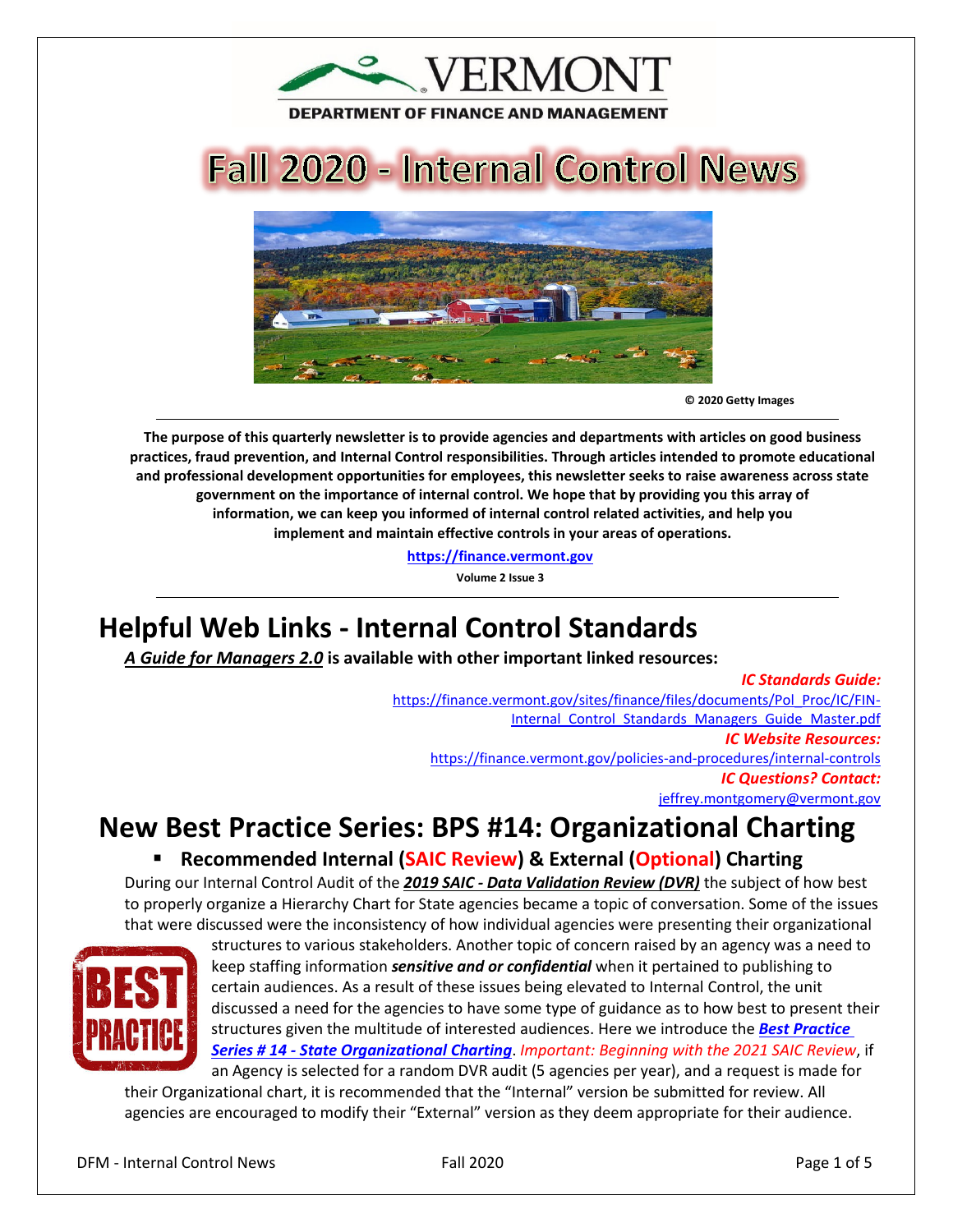VERMONT

DEPARTMENT OF FINANCE AND MANAGEMENT

# Fall 2020 - Internal Control News

© 2020 Getty Images

**The purpose of this quarterly newsletter is to provide agencies and departments with articles on good business practices, fraud prevention, and Internal Control responsibilities. Through articles intended to promote educational and professional development opportunities for employees, this newsletter seeks to raise awareness across state government on the importance of internal control. We hope that by providing you this array of information, we can keep you informed of internal control related activities, and help you implement and maintain effective controls in your areas of operations.**

**https://finance.vermont.gov**

**Volume 2 Issue 3**

## Helpful Web Links - Internal Control Standards

***A Guide for Managers 2.0*** **is available with other important linked resources:**

***IC Standards Guide:***
https://finance.vermont.gov/sites/finance/files/documents/Pol_Proc/IC/FIN-Internal_Control_Standards_Managers_Guide_Master.pdf

***IC Website Resources:***
https://finance.vermont.gov/policies-and-procedures/internal-controls

***IC Questions? Contact:***
jeffrey.montgomery@vermont.gov

## New Best Practice Series: BPS #14: Organizational Charting

- **Recommended Internal (SAIC Review) & External (Optional) Charting**

During our Internal Control Audit of the ***2019 SAIC - Data Validation Review (DVR)*** the subject of how best to properly organize a Hierarchy Chart for State agencies became a topic of conversation. Some of the issues that were discussed were the inconsistency of how individual agencies were presenting their organizational structures to various stakeholders. Another topic of concern raised by an agency was a need to keep staffing information ***sensitive and or confidential*** when it pertained to publishing to certain audiences. As a result of these issues being elevated to Internal Control, the unit discussed a need for the agencies to have some type of guidance as to how best to present their structures given the multitude of interested audiences. Here we introduce the ***Best Practice Series # 14 - State Organizational Charting***. *Important: Beginning with the 2021 SAIC Review*, if an Agency is selected for a random DVR audit (5 agencies per year), and a request is made for their Organizational chart, it is recommended that the "Internal" version be submitted for review. All agencies are encouraged to modify their "External" version as they deem appropriate for their audience.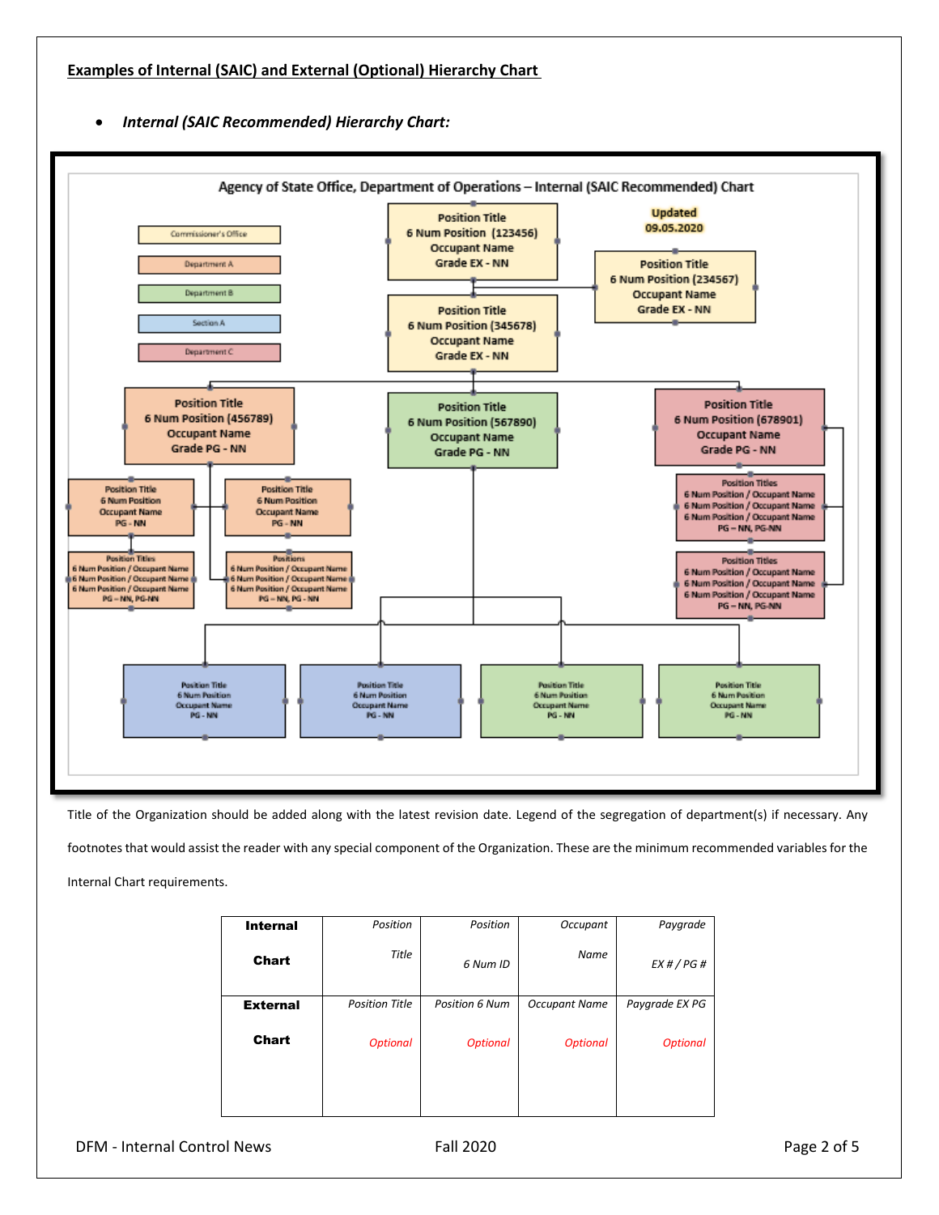**Examples of Internal (SAIC) and External (Optional) Hierarchy Chart**

- ***Internal (SAIC Recommended) Hierarchy Chart:***

Agency of State Office, Department of Operations – Internal (SAIC Recommended) Chart

Updated 09.05.2020

Commissioner's Office

Department A

Department B

Section A

Department C

Position Title
6 Num Position (123456)
Occupant Name
Grade EX - NN

Position Title
6 Num Position (234567)
Occupant Name
Grade EX - NN

Position Title
6 Num Position (345678)
Occupant Name
Grade EX - NN

Position Title
6 Num Position (456789)
Occupant Name
Grade PG - NN

Position Title
6 Num Position (567890)
Occupant Name
Grade PG - NN

Position Title
6 Num Position (678901)
Occupant Name
Grade PG - NN

Position Title
6 Num Position
Occupant Name
PG - NN

Position Title
6 Num Position
Occupant Name
PG - NN

Position Titles
6 Num Position / Occupant Name
6 Num Position / Occupant Name
6 Num Position / Occupant Name
PG – NN, PG-NN

Positions
6 Num Position / Occupant Name
6 Num Position / Occupant Name
6 Num Position / Occupant Name
PG – NN, PG - NN

Position Titles
6 Num Position / Occupant Name
6 Num Position / Occupant Name
6 Num Position / Occupant Name
PG – NN, PG-NN

Position Titles
6 Num Position / Occupant Name
6 Num Position / Occupant Name
6 Num Position / Occupant Name
PG – NN, PG-NN

Position Title
6 Num Position
Occupant Name
PG - NN

Position Title
6 Num Position
Occupant Name
PG - NN

Position Title
6 Num Position
Occupant Name
PG - NN

Position Title
6 Num Position
Occupant Name
PG - NN

Title of the Organization should be added along with the latest revision date. Legend of the segregation of department(s) if necessary. Any footnotes that would assist the reader with any special component of the Organization. These are the minimum recommended variables for the Internal Chart requirements.

| | | | | |
|---|---|---|---|---|
| **Internal Chart** | *Position Title* | *Position 6 Num ID* | *Occupant Name* | *Paygrade EX # / PG #* |
| **External Chart** | *Position Title* *Optional* | *Position 6 Num* *Optional* | *Occupant Name* *Optional* | *Paygrade EX PG* *Optional* |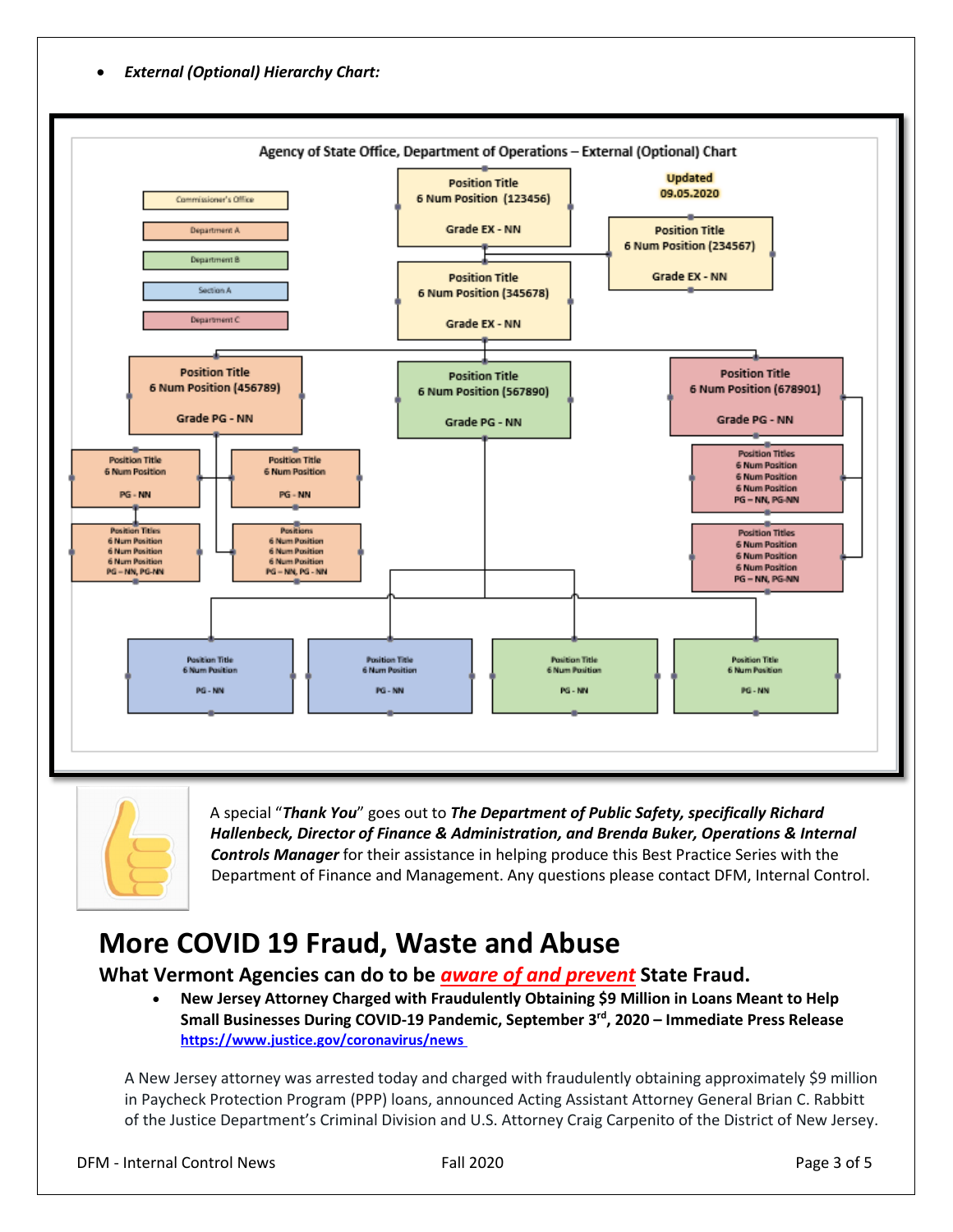- ***External (Optional) Hierarchy Chart:***

Agency of State Office, Department of Operations – External (Optional) Chart

Updated 09.05.2020

Commissioner's Office

Department A

Department B

Section A

Department C

Position Title
6 Num Position (123456)
Grade EX - NN

Position Title
6 Num Position (234567)
Grade EX - NN

Position Title
6 Num Position (345678)
Grade EX - NN

Position Title
6 Num Position (456789)
Grade PG - NN

Position Title
6 Num Position (567890)
Grade PG - NN

Position Title
6 Num Position (678901)
Grade PG - NN

Position Title
6 Num Position
PG - NN

Position Title
6 Num Position
PG - NN

Position Titles
6 Num Position
6 Num Position
6 Num Position
PG – NN, PG-NN

Position Titles
6 Num Position
6 Num Position
6 Num Position
PG – NN, PG-NN

Positions
6 Num Position
6 Num Position
6 Num Position
PG – NN, PG - NN

Position Titles
6 Num Position
6 Num Position
6 Num Position
PG – NN, PG-NN

Position Title
6 Num Position
PG - NN

Position Title
6 Num Position
PG - NN

Position Title
6 Num Position
PG - NN

Position Title
6 Num Position
PG - NN

A special "***Thank You***" goes out to ***The Department of Public Safety, specifically Richard Hallenbeck, Director of Finance & Administration, and Brenda Buker, Operations & Internal Controls Manager*** for their assistance in helping produce this Best Practice Series with the Department of Finance and Management. Any questions please contact DFM, Internal Control.

# More COVID 19 Fraud, Waste and Abuse

## What Vermont Agencies can do to be *aware of and prevent* State Fraud.

- **New Jersey Attorney Charged with Fraudulently Obtaining $9 Million in Loans Meant to Help Small Businesses During COVID-19 Pandemic, September 3rd, 2020 – Immediate Press Release**
  **https://www.justice.gov/coronavirus/news**

A New Jersey attorney was arrested today and charged with fraudulently obtaining approximately $9 million in Paycheck Protection Program (PPP) loans, announced Acting Assistant Attorney General Brian C. Rabbitt of the Justice Department's Criminal Division and U.S. Attorney Craig Carpenito of the District of New Jersey.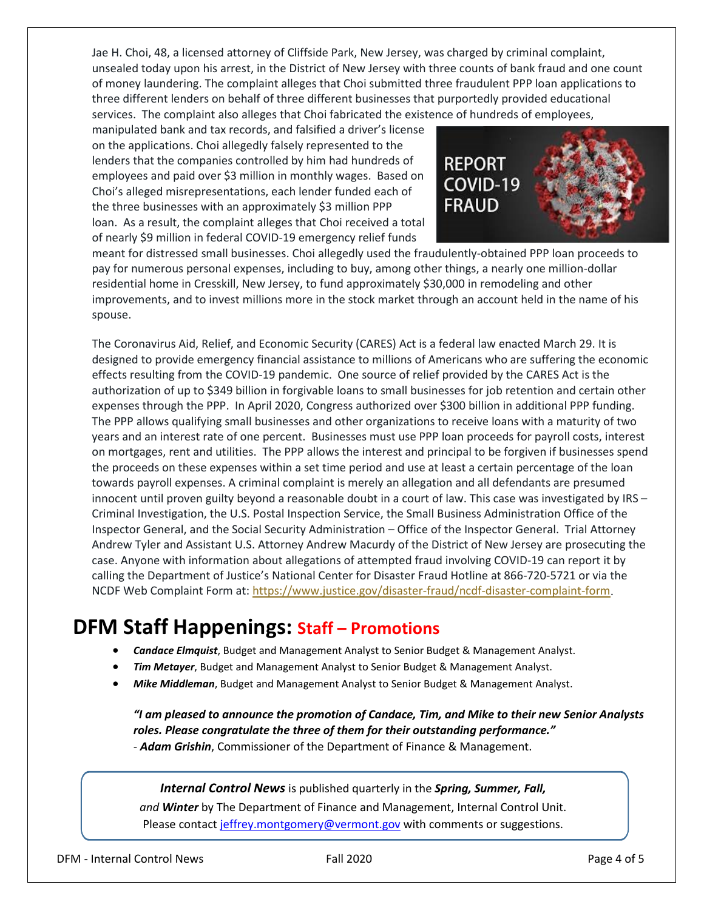Jae H. Choi, 48, a licensed attorney of Cliffside Park, New Jersey, was charged by criminal complaint, unsealed today upon his arrest, in the District of New Jersey with three counts of bank fraud and one count of money laundering. The complaint alleges that Choi submitted three fraudulent PPP loan applications to three different lenders on behalf of three different businesses that purportedly provided educational services. The complaint also alleges that Choi fabricated the existence of hundreds of employees, manipulated bank and tax records, and falsified a driver's license on the applications. Choi allegedly falsely represented to the lenders that the companies controlled by him had hundreds of employees and paid over $3 million in monthly wages. Based on Choi's alleged misrepresentations, each lender funded each of the three businesses with an approximately $3 million PPP loan. As a result, the complaint alleges that Choi received a total of nearly $9 million in federal COVID-19 emergency relief funds meant for distressed small businesses. Choi allegedly used the fraudulently-obtained PPP loan proceeds to pay for numerous personal expenses, including to buy, among other things, a nearly one million-dollar residential home in Cresskill, New Jersey, to fund approximately $30,000 in remodeling and other improvements, and to invest millions more in the stock market through an account held in the name of his spouse.

The Coronavirus Aid, Relief, and Economic Security (CARES) Act is a federal law enacted March 29. It is designed to provide emergency financial assistance to millions of Americans who are suffering the economic effects resulting from the COVID-19 pandemic. One source of relief provided by the CARES Act is the authorization of up to $349 billion in forgivable loans to small businesses for job retention and certain other expenses through the PPP. In April 2020, Congress authorized over $300 billion in additional PPP funding. The PPP allows qualifying small businesses and other organizations to receive loans with a maturity of two years and an interest rate of one percent. Businesses must use PPP loan proceeds for payroll costs, interest on mortgages, rent and utilities. The PPP allows the interest and principal to be forgiven if businesses spend the proceeds on these expenses within a set time period and use at least a certain percentage of the loan towards payroll expenses. A criminal complaint is merely an allegation and all defendants are presumed innocent until proven guilty beyond a reasonable doubt in a court of law. This case was investigated by IRS – Criminal Investigation, the U.S. Postal Inspection Service, the Small Business Administration Office of the Inspector General, and the Social Security Administration – Office of the Inspector General. Trial Attorney Andrew Tyler and Assistant U.S. Attorney Andrew Macurdy of the District of New Jersey are prosecuting the case. Anyone with information about allegations of attempted fraud involving COVID-19 can report it by calling the Department of Justice's National Center for Disaster Fraud Hotline at 866-720-5721 or via the NCDF Web Complaint Form at: https://www.justice.gov/disaster-fraud/ncdf-disaster-complaint-form.

# DFM Staff Happenings: Staff – Promotions

- ***Candace Elmquist***, Budget and Management Analyst to Senior Budget & Management Analyst.
- ***Tim Metayer***, Budget and Management Analyst to Senior Budget & Management Analyst.
- ***Mike Middleman***, Budget and Management Analyst to Senior Budget & Management Analyst.

***"I am pleased to announce the promotion of Candace, Tim, and Mike to their new Senior Analysts roles. Please congratulate the three of them for their outstanding performance."***
\- ***Adam Grishin***, Commissioner of the Department of Finance & Management.

***Internal Control News*** is published quarterly in the ***Spring, Summer, Fall,*** *and* ***Winter*** by The Department of Finance and Management, Internal Control Unit. Please contact jeffrey.montgomery@vermont.gov with comments or suggestions.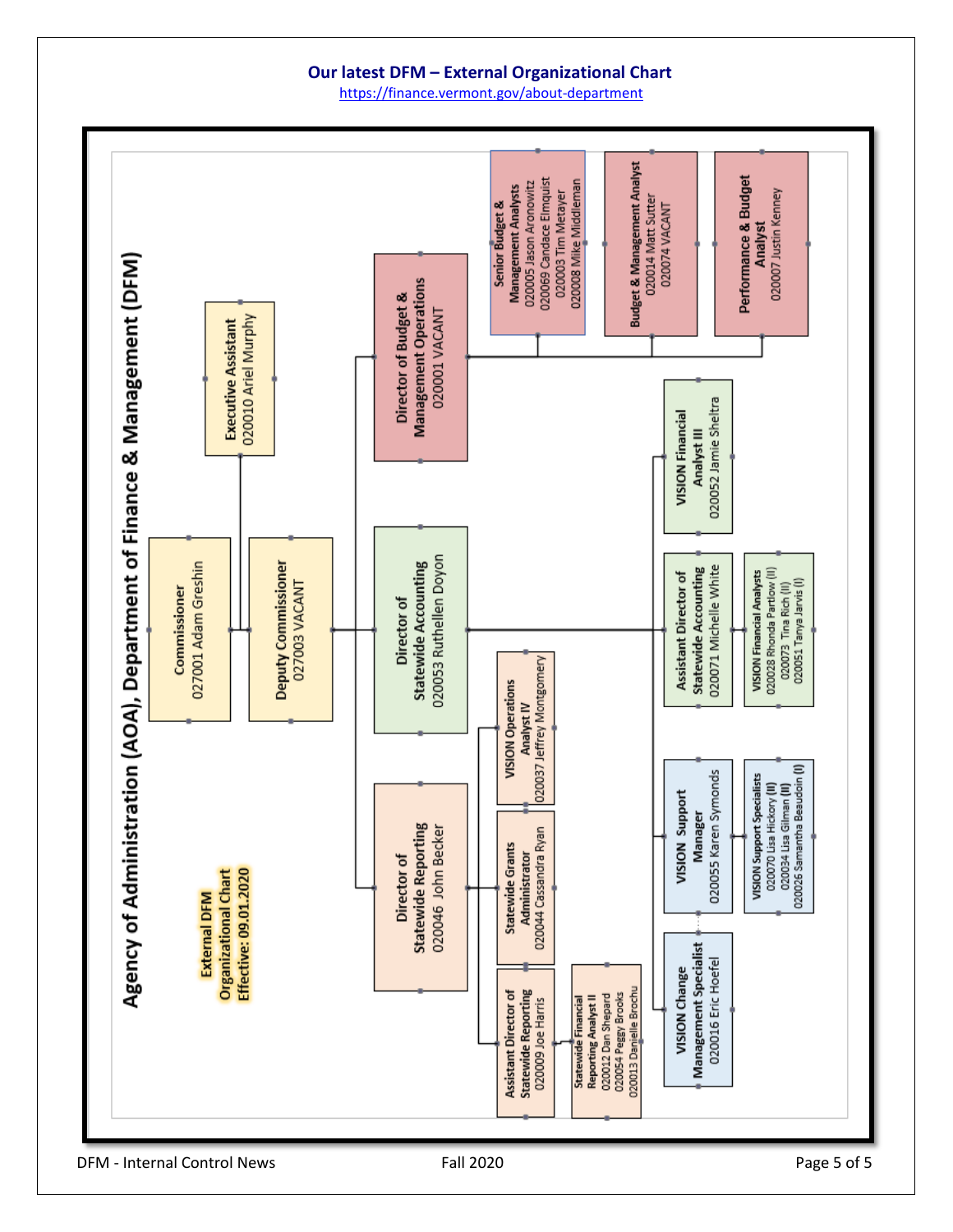## Our latest DFM – External Organizational Chart

https://finance.vermont.gov/about-department

Agency of Administration (AOA), Department of Finance & Management (DFM)

**External DFM Organizational Chart Effective: 09.01.2020**

Commissioner
027001 Adam Greshin

Executive Assistant
020010 Ariel Murphy

Deputy Commissioner
027003 VACANT

Director of Budget & Management Operations
020001 VACANT

Senior Budget & Management Analysts
020005 Jason Aronowitz
020069 Candace Elmquist
020003 Tim Metayer
020008 Mike Middleman

Budget & Management Analyst
020014 Matt Sutter
020074 VACANT

Performance & Budget Analyst
020007 Justin Kenney

Director of Statewide Accounting
020053 Ruthellen Doyon

VISION Financial Analyst III
020052 Jamie Sheltra

Assistant Director of Statewide Accounting
020071 Michelle White

VISION Financial Analysts
020028 Rhonda Partlow (II)
020073 Tina Rich (II)
020051 Tanya Jarvis (I)

VISION Support Manager
020055 Karen Symonds

VISION Support Specialists
020070 Lisa Hickory (II)
020034 Lisa Gilman (II)
020026 Samantha Beaudoin (I)

VISION Change Management Specialist
020016 Eric Hoefel

Director of Statewide Reporting
020046 John Becker

VISION Operations Analyst IV
020037 Jeffrey Montgomery

Statewide Grants Administrator
020044 Cassandra Ryan

Assistant Director of Statewide Reporting
020009 Joe Harris

Statewide Financial Reporting Analyst II
020012 Dan Shepard
020054 Peggy Brooks
020013 Danielle Brochu